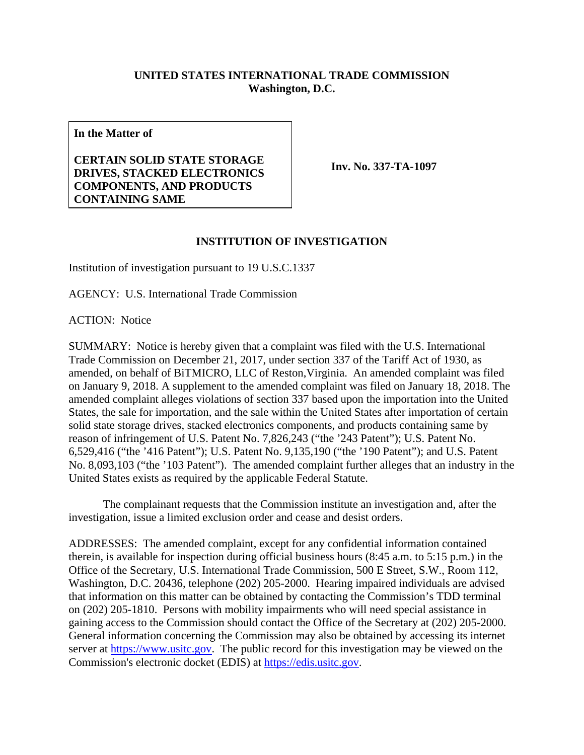**UNITED STATES INTERNATIONAL TRADE COMMISSION**
**Washington, D.C.**

| **In the Matter of**<br><br>**CERTAIN SOLID STATE STORAGE DRIVES, STACKED ELECTRONICS COMPONENTS, AND PRODUCTS CONTAINING SAME** | **Inv. No. 337-TA-1097** |
|---|---|

## INSTITUTION OF INVESTIGATION

Institution of investigation pursuant to 19 U.S.C.1337

AGENCY: U.S. International Trade Commission

ACTION: Notice

SUMMARY: Notice is hereby given that a complaint was filed with the U.S. International Trade Commission on December 21, 2017, under section 337 of the Tariff Act of 1930, as amended, on behalf of BiTMICRO, LLC of Reston,Virginia. An amended complaint was filed on January 9, 2018. A supplement to the amended complaint was filed on January 18, 2018. The amended complaint alleges violations of section 337 based upon the importation into the United States, the sale for importation, and the sale within the United States after importation of certain solid state storage drives, stacked electronics components, and products containing same by reason of infringement of U.S. Patent No. 7,826,243 ("the '243 Patent"); U.S. Patent No. 6,529,416 ("the '416 Patent"); U.S. Patent No. 9,135,190 ("the '190 Patent"); and U.S. Patent No. 8,093,103 ("the '103 Patent"). The amended complaint further alleges that an industry in the United States exists as required by the applicable Federal Statute.

The complainant requests that the Commission institute an investigation and, after the investigation, issue a limited exclusion order and cease and desist orders.

ADDRESSES: The amended complaint, except for any confidential information contained therein, is available for inspection during official business hours (8:45 a.m. to 5:15 p.m.) in the Office of the Secretary, U.S. International Trade Commission, 500 E Street, S.W., Room 112, Washington, D.C. 20436, telephone (202) 205-2000. Hearing impaired individuals are advised that information on this matter can be obtained by contacting the Commission's TDD terminal on (202) 205-1810. Persons with mobility impairments who will need special assistance in gaining access to the Commission should contact the Office of the Secretary at (202) 205-2000. General information concerning the Commission may also be obtained by accessing its internet server at https://www.usitc.gov. The public record for this investigation may be viewed on the Commission's electronic docket (EDIS) at https://edis.usitc.gov.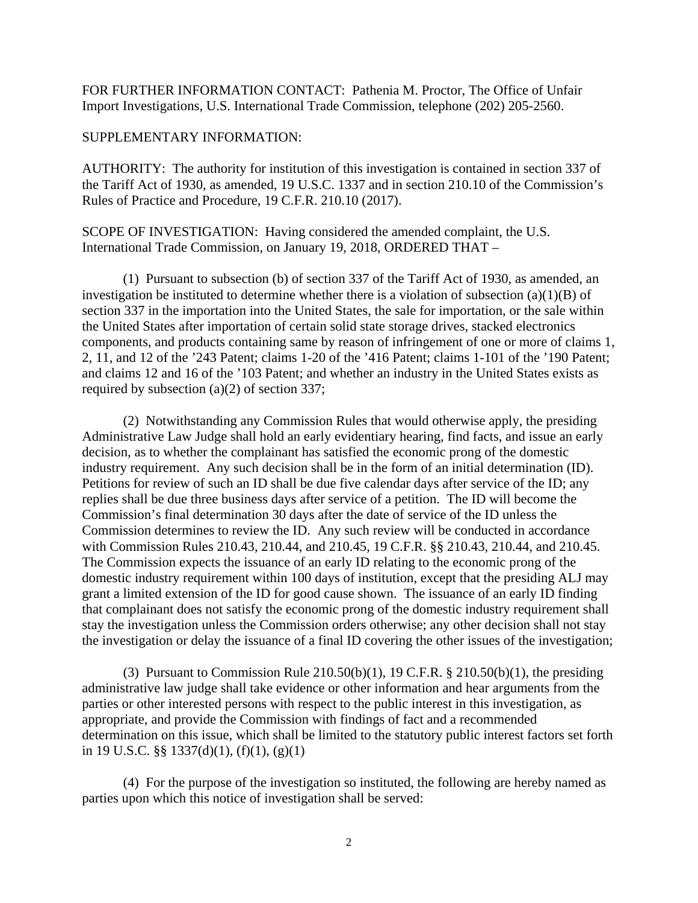FOR FURTHER INFORMATION CONTACT: Pathenia M. Proctor, The Office of Unfair Import Investigations, U.S. International Trade Commission, telephone (202) 205-2560.

SUPPLEMENTARY INFORMATION:

AUTHORITY: The authority for institution of this investigation is contained in section 337 of the Tariff Act of 1930, as amended, 19 U.S.C. 1337 and in section 210.10 of the Commission's Rules of Practice and Procedure, 19 C.F.R. 210.10 (2017).

SCOPE OF INVESTIGATION: Having considered the amended complaint, the U.S. International Trade Commission, on January 19, 2018, ORDERED THAT –

(1) Pursuant to subsection (b) of section 337 of the Tariff Act of 1930, as amended, an investigation be instituted to determine whether there is a violation of subsection (a)(1)(B) of section 337 in the importation into the United States, the sale for importation, or the sale within the United States after importation of certain solid state storage drives, stacked electronics components, and products containing same by reason of infringement of one or more of claims 1, 2, 11, and 12 of the '243 Patent; claims 1-20 of the '416 Patent; claims 1-101 of the '190 Patent; and claims 12 and 16 of the '103 Patent; and whether an industry in the United States exists as required by subsection (a)(2) of section 337;

(2) Notwithstanding any Commission Rules that would otherwise apply, the presiding Administrative Law Judge shall hold an early evidentiary hearing, find facts, and issue an early decision, as to whether the complainant has satisfied the economic prong of the domestic industry requirement. Any such decision shall be in the form of an initial determination (ID). Petitions for review of such an ID shall be due five calendar days after service of the ID; any replies shall be due three business days after service of a petition. The ID will become the Commission's final determination 30 days after the date of service of the ID unless the Commission determines to review the ID. Any such review will be conducted in accordance with Commission Rules 210.43, 210.44, and 210.45, 19 C.F.R. §§ 210.43, 210.44, and 210.45. The Commission expects the issuance of an early ID relating to the economic prong of the domestic industry requirement within 100 days of institution, except that the presiding ALJ may grant a limited extension of the ID for good cause shown. The issuance of an early ID finding that complainant does not satisfy the economic prong of the domestic industry requirement shall stay the investigation unless the Commission orders otherwise; any other decision shall not stay the investigation or delay the issuance of a final ID covering the other issues of the investigation;

(3) Pursuant to Commission Rule 210.50(b)(1), 19 C.F.R. § 210.50(b)(1), the presiding administrative law judge shall take evidence or other information and hear arguments from the parties or other interested persons with respect to the public interest in this investigation, as appropriate, and provide the Commission with findings of fact and a recommended determination on this issue, which shall be limited to the statutory public interest factors set forth in 19 U.S.C. §§ 1337(d)(1), (f)(1), (g)(1)

(4) For the purpose of the investigation so instituted, the following are hereby named as parties upon which this notice of investigation shall be served: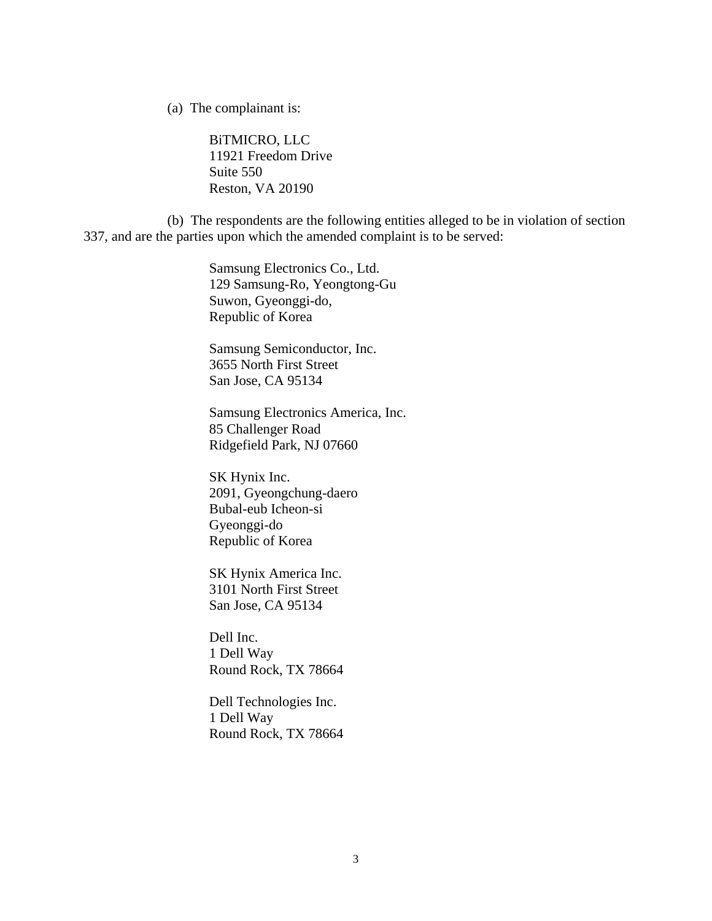(a) The complainant is:

BiTMICRO, LLC
11921 Freedom Drive
Suite 550
Reston, VA 20190

(b) The respondents are the following entities alleged to be in violation of section 337, and are the parties upon which the amended complaint is to be served:

Samsung Electronics Co., Ltd.
129 Samsung-Ro, Yeongtong-Gu
Suwon, Gyeonggi-do,
Republic of Korea

Samsung Semiconductor, Inc.
3655 North First Street
San Jose, CA 95134

Samsung Electronics America, Inc.
85 Challenger Road
Ridgefield Park, NJ 07660

SK Hynix Inc.
2091, Gyeongchung-daero
Bubal-eub Icheon-si
Gyeonggi-do
Republic of Korea

SK Hynix America Inc.
3101 North First Street
San Jose, CA 95134

Dell Inc.
1 Dell Way
Round Rock, TX 78664

Dell Technologies Inc.
1 Dell Way
Round Rock, TX 78664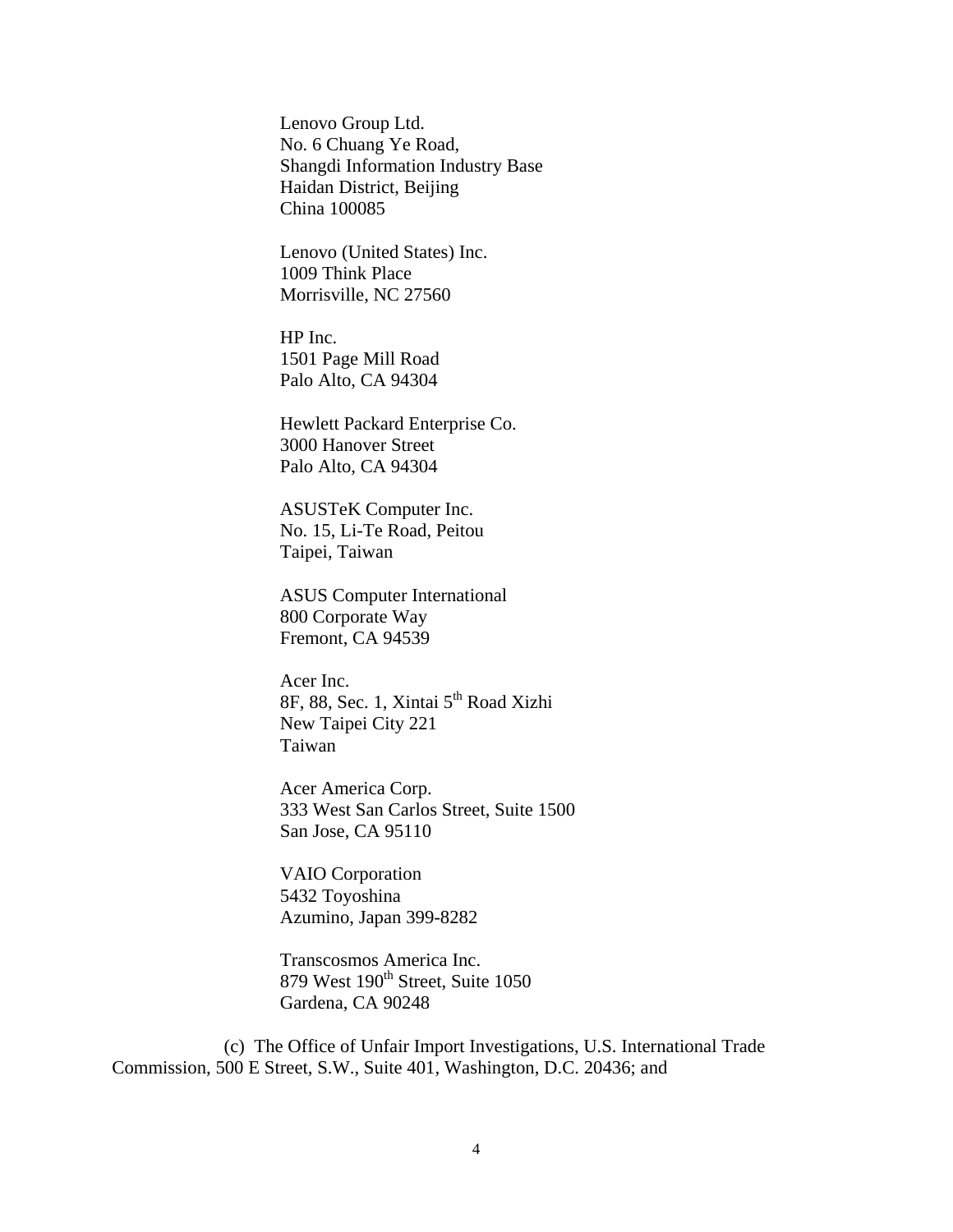Lenovo Group Ltd.
No. 6 Chuang Ye Road,
Shangdi Information Industry Base
Haidan District, Beijing
China 100085

Lenovo (United States) Inc.
1009 Think Place
Morrisville, NC 27560

HP Inc.
1501 Page Mill Road
Palo Alto, CA 94304

Hewlett Packard Enterprise Co.
3000 Hanover Street
Palo Alto, CA 94304

ASUSTeK Computer Inc.
No. 15, Li-Te Road, Peitou
Taipei, Taiwan

ASUS Computer International
800 Corporate Way
Fremont, CA 94539

Acer Inc.
8F, 88, Sec. 1, Xintai 5th Road Xizhi
New Taipei City 221
Taiwan

Acer America Corp.
333 West San Carlos Street, Suite 1500
San Jose, CA 95110

VAIO Corporation
5432 Toyoshina
Azumino, Japan 399-8282

Transcosmos America Inc.
879 West 190th Street, Suite 1050
Gardena, CA 90248

(c) The Office of Unfair Import Investigations, U.S. International Trade Commission, 500 E Street, S.W., Suite 401, Washington, D.C. 20436; and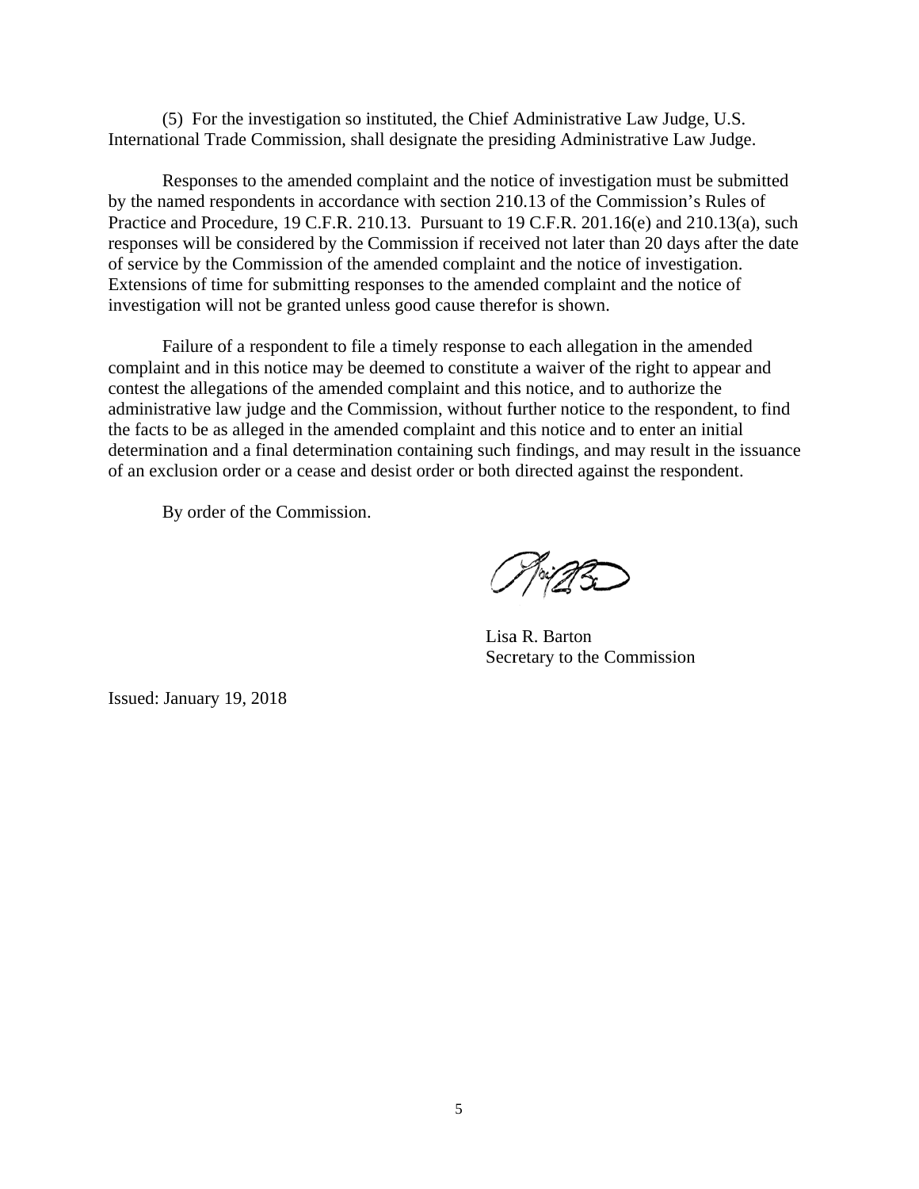(5) For the investigation so instituted, the Chief Administrative Law Judge, U.S. International Trade Commission, shall designate the presiding Administrative Law Judge.

Responses to the amended complaint and the notice of investigation must be submitted by the named respondents in accordance with section 210.13 of the Commission's Rules of Practice and Procedure, 19 C.F.R. 210.13. Pursuant to 19 C.F.R. 201.16(e) and 210.13(a), such responses will be considered by the Commission if received not later than 20 days after the date of service by the Commission of the amended complaint and the notice of investigation. Extensions of time for submitting responses to the amended complaint and the notice of investigation will not be granted unless good cause therefor is shown.

Failure of a respondent to file a timely response to each allegation in the amended complaint and in this notice may be deemed to constitute a waiver of the right to appear and contest the allegations of the amended complaint and this notice, and to authorize the administrative law judge and the Commission, without further notice to the respondent, to find the facts to be as alleged in the amended complaint and this notice and to enter an initial determination and a final determination containing such findings, and may result in the issuance of an exclusion order or a cease and desist order or both directed against the respondent.

By order of the Commission.

Lisa R. Barton
Secretary to the Commission

Issued: January 19, 2018